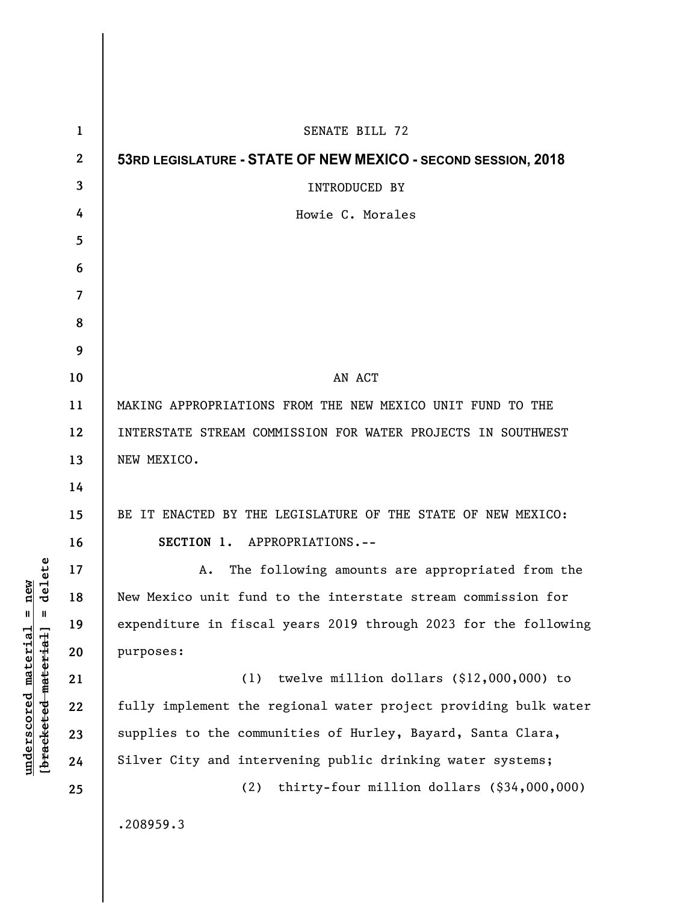SENATE BILL 72

**53RD LEGISLATURE - STATE OF NEW MEXICO - SECOND SESSION, 2018**

INTRODUCED BY

Howie C. Morales

AN ACT

MAKING APPROPRIATIONS FROM THE NEW MEXICO UNIT FUND TO THE INTERSTATE STREAM COMMISSION FOR WATER PROJECTS IN SOUTHWEST NEW MEXICO.

BE IT ENACTED BY THE LEGISLATURE OF THE STATE OF NEW MEXICO:

**SECTION 1.** APPROPRIATIONS.--

A. The following amounts are appropriated from the New Mexico unit fund to the interstate stream commission for expenditure in fiscal years 2019 through 2023 for the following purposes:

(1) twelve million dollars ($12,000,000) to fully implement the regional water project providing bulk water supplies to the communities of Hurley, Bayard, Santa Clara, Silver City and intervening public drinking water systems;

(2) thirty-four million dollars ($34,000,000)

.208959.3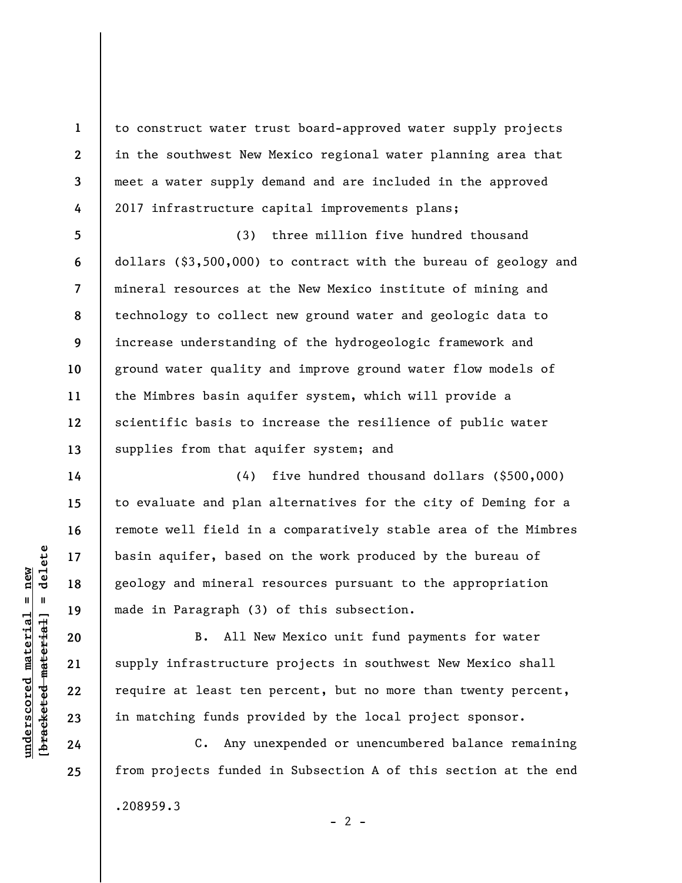to construct water trust board-approved water supply projects in the southwest New Mexico regional water planning area that meet a water supply demand and are included in the approved 2017 infrastructure capital improvements plans;

(3) three million five hundred thousand dollars ($3,500,000) to contract with the bureau of geology and mineral resources at the New Mexico institute of mining and technology to collect new ground water and geologic data to increase understanding of the hydrogeologic framework and ground water quality and improve ground water flow models of the Mimbres basin aquifer system, which will provide a scientific basis to increase the resilience of public water supplies from that aquifer system; and

(4) five hundred thousand dollars ($500,000) to evaluate and plan alternatives for the city of Deming for a remote well field in a comparatively stable area of the Mimbres basin aquifer, based on the work produced by the bureau of geology and mineral resources pursuant to the appropriation made in Paragraph (3) of this subsection.

B. All New Mexico unit fund payments for water supply infrastructure projects in southwest New Mexico shall require at least ten percent, but no more than twenty percent, in matching funds provided by the local project sponsor.

C. Any unexpended or unencumbered balance remaining from projects funded in Subsection A of this section at the end

.208959.3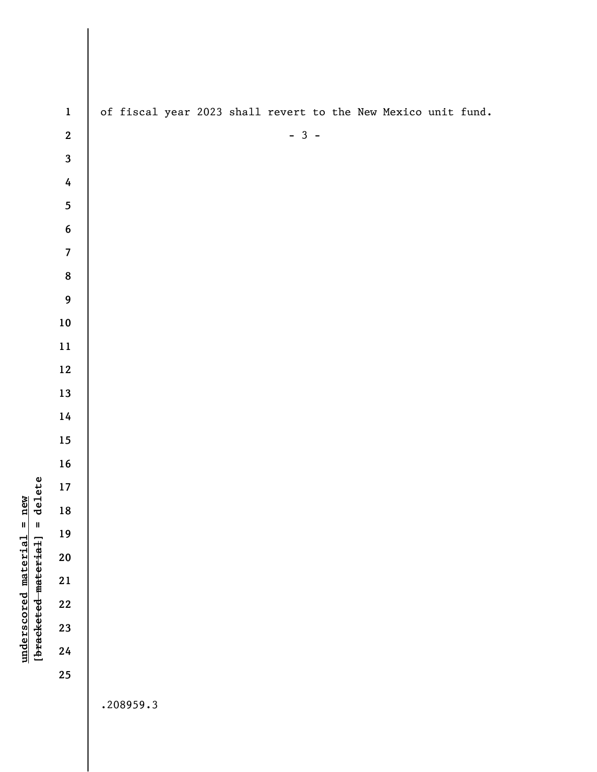of fiscal year 2023 shall revert to the New Mexico unit fund.

.208959.3